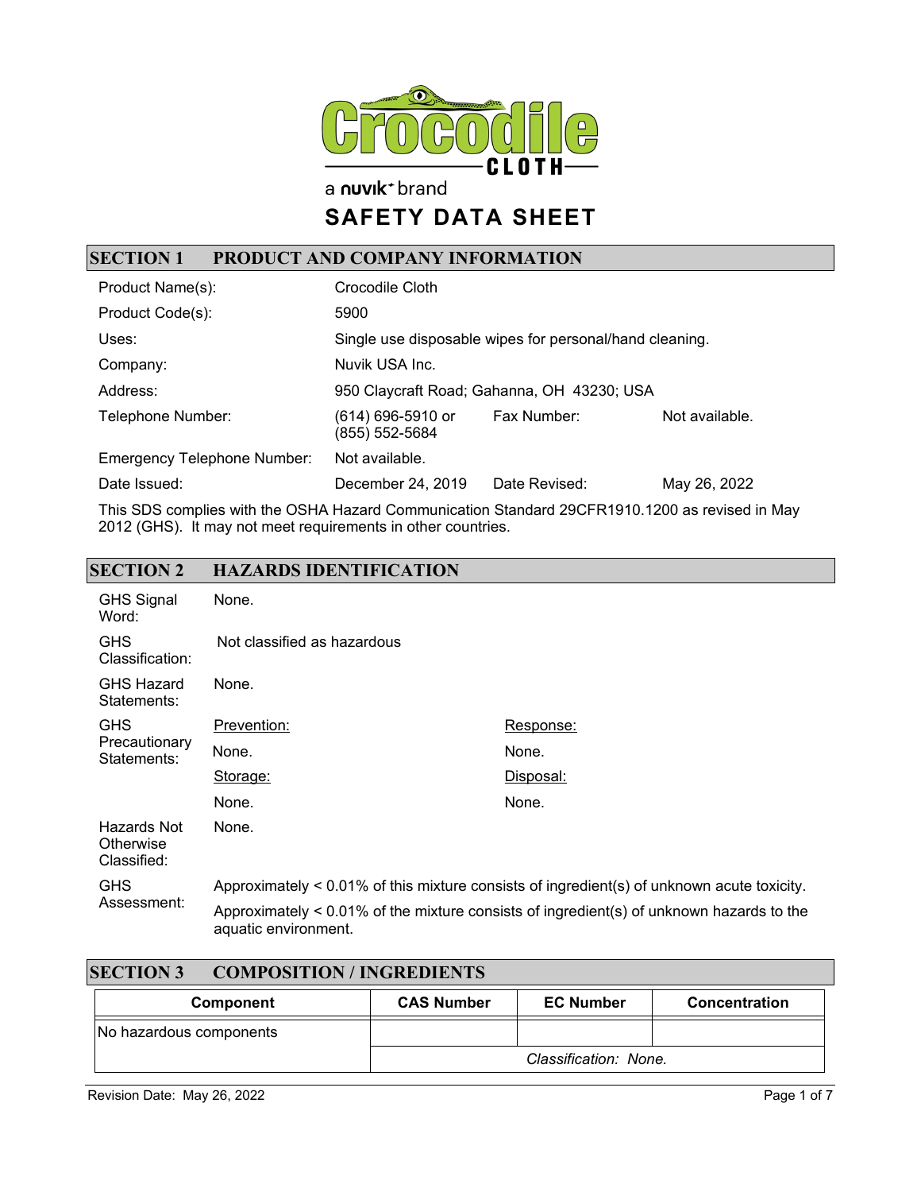Crocodile CLOTH

a nuvik brand

# SAFETY DATA SHEET

## SECTION 1 PRODUCT AND COMPANY INFORMATION

| | | | |
|---|---|---|---|
| Product Name(s): | Crocodile Cloth | | |
| Product Code(s): | 5900 | | |
| Uses: | Single use disposable wipes for personal/hand cleaning. | | |
| Company: | Nuvik USA Inc. | | |
| Address: | 950 Claycraft Road; Gahanna, OH 43230; USA | | |
| Telephone Number: | (614) 696-5910 or (855) 552-5684 | Fax Number: | Not available. |
| Emergency Telephone Number: | Not available. | | |
| Date Issued: | December 24, 2019 | Date Revised: | May 26, 2022 |

This SDS complies with the OSHA Hazard Communication Standard 29CFR1910.1200 as revised in May 2012 (GHS). It may not meet requirements in other countries.

## SECTION 2 HAZARDS IDENTIFICATION

| | | |
|---|---|---|
| GHS Signal Word: | None. | |
| GHS Classification: | Not classified as hazardous | |
| GHS Hazard Statements: | None. | |
| GHS Precautionary Statements: | Prevention: None. | Response: None. |
| | Storage: None. | Disposal: None. |
| Hazards Not Otherwise Classified: | None. | |
| GHS Assessment: | Approximately < 0.01% of this mixture consists of ingredient(s) of unknown acute toxicity. Approximately < 0.01% of the mixture consists of ingredient(s) of unknown hazards to the aquatic environment. | |

## SECTION 3 COMPOSITION / INGREDIENTS

| Component | CAS Number | EC Number | Concentration |
|---|---|---|---|
| No hazardous components | | | |
| | *Classification: None.* | | |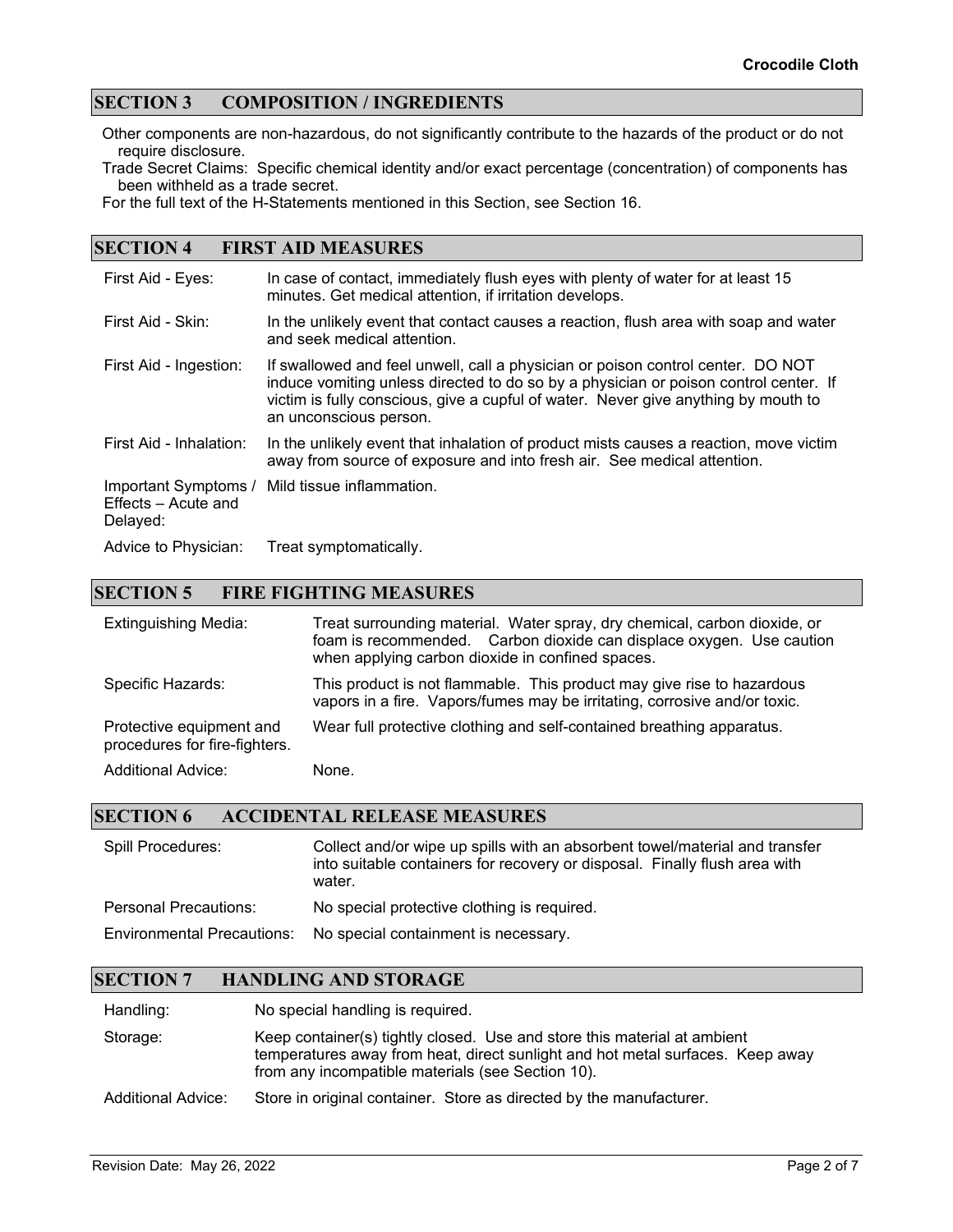## SECTION 3 COMPOSITION / INGREDIENTS

Other components are non-hazardous, do not significantly contribute to the hazards of the product or do not require disclosure.

Trade Secret Claims: Specific chemical identity and/or exact percentage (concentration) of components has been withheld as a trade secret.

For the full text of the H-Statements mentioned in this Section, see Section 16.

## SECTION 4 FIRST AID MEASURES

| | |
|---|---|
| First Aid - Eyes: | In case of contact, immediately flush eyes with plenty of water for at least 15 minutes. Get medical attention, if irritation develops. |
| First Aid - Skin: | In the unlikely event that contact causes a reaction, flush area with soap and water and seek medical attention. |
| First Aid - Ingestion: | If swallowed and feel unwell, call a physician or poison control center. DO NOT induce vomiting unless directed to do so by a physician or poison control center. If victim is fully conscious, give a cupful of water. Never give anything by mouth to an unconscious person. |
| First Aid - Inhalation: | In the unlikely event that inhalation of product mists causes a reaction, move victim away from source of exposure and into fresh air. See medical attention. |
| Important Symptoms / Effects – Acute and Delayed: | Mild tissue inflammation. |
| Advice to Physician: | Treat symptomatically. |

## SECTION 5 FIRE FIGHTING MEASURES

| | |
|---|---|
| Extinguishing Media: | Treat surrounding material. Water spray, dry chemical, carbon dioxide, or foam is recommended. Carbon dioxide can displace oxygen. Use caution when applying carbon dioxide in confined spaces. |
| Specific Hazards: | This product is not flammable. This product may give rise to hazardous vapors in a fire. Vapors/fumes may be irritating, corrosive and/or toxic. |
| Protective equipment and procedures for fire-fighters. | Wear full protective clothing and self-contained breathing apparatus. |
| Additional Advice: | None. |

## SECTION 6 ACCIDENTAL RELEASE MEASURES

| | |
|---|---|
| Spill Procedures: | Collect and/or wipe up spills with an absorbent towel/material and transfer into suitable containers for recovery or disposal. Finally flush area with water. |
| Personal Precautions: | No special protective clothing is required. |
| Environmental Precautions: | No special containment is necessary. |

## SECTION 7 HANDLING AND STORAGE

| | |
|---|---|
| Handling: | No special handling is required. |
| Storage: | Keep container(s) tightly closed. Use and store this material at ambient temperatures away from heat, direct sunlight and hot metal surfaces. Keep away from any incompatible materials (see Section 10). |
| Additional Advice: | Store in original container. Store as directed by the manufacturer. |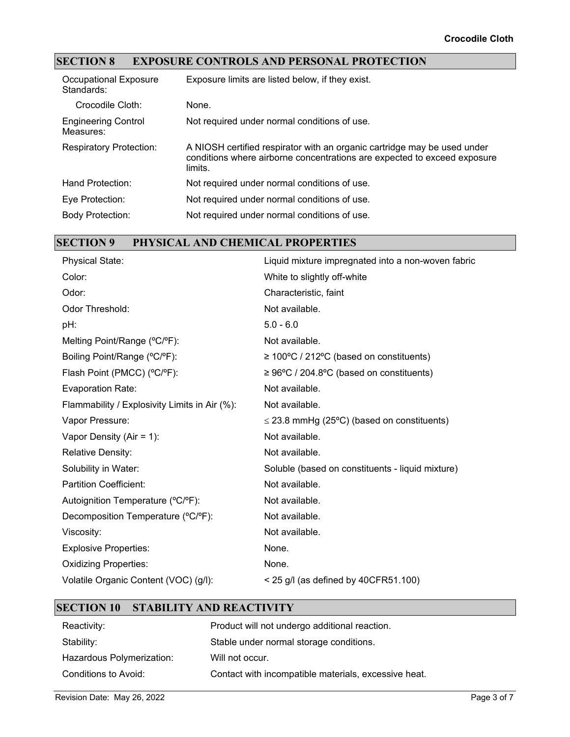## SECTION 8 EXPOSURE CONTROLS AND PERSONAL PROTECTION

| | |
|---|---|
| Occupational Exposure Standards: | Exposure limits are listed below, if they exist. |
| Crocodile Cloth: | None. |
| Engineering Control Measures: | Not required under normal conditions of use. |
| Respiratory Protection: | A NIOSH certified respirator with an organic cartridge may be used under conditions where airborne concentrations are expected to exceed exposure limits. |
| Hand Protection: | Not required under normal conditions of use. |
| Eye Protection: | Not required under normal conditions of use. |
| Body Protection: | Not required under normal conditions of use. |

## SECTION 9 PHYSICAL AND CHEMICAL PROPERTIES

| | |
|---|---|
| Physical State: | Liquid mixture impregnated into a non-woven fabric |
| Color: | White to slightly off-white |
| Odor: | Characteristic, faint |
| Odor Threshold: | Not available. |
| pH: | 5.0 - 6.0 |
| Melting Point/Range (ºC/ºF): | Not available. |
| Boiling Point/Range (ºC/ºF): | ≥ 100ºC / 212ºC (based on constituents) |
| Flash Point (PMCC) (ºC/ºF): | ≥ 96ºC / 204.8ºC (based on constituents) |
| Evaporation Rate: | Not available. |
| Flammability / Explosivity Limits in Air (%): | Not available. |
| Vapor Pressure: | ≤ 23.8 mmHg (25ºC) (based on constituents) |
| Vapor Density (Air = 1): | Not available. |
| Relative Density: | Not available. |
| Solubility in Water: | Soluble (based on constituents - liquid mixture) |
| Partition Coefficient: | Not available. |
| Autoignition Temperature (ºC/ºF): | Not available. |
| Decomposition Temperature (ºC/ºF): | Not available. |
| Viscosity: | Not available. |
| Explosive Properties: | None. |
| Oxidizing Properties: | None. |
| Volatile Organic Content (VOC) (g/l): | < 25 g/l (as defined by 40CFR51.100) |

## SECTION 10 STABILITY AND REACTIVITY

| | |
|---|---|
| Reactivity: | Product will not undergo additional reaction. |
| Stability: | Stable under normal storage conditions. |
| Hazardous Polymerization: | Will not occur. |
| Conditions to Avoid: | Contact with incompatible materials, excessive heat. |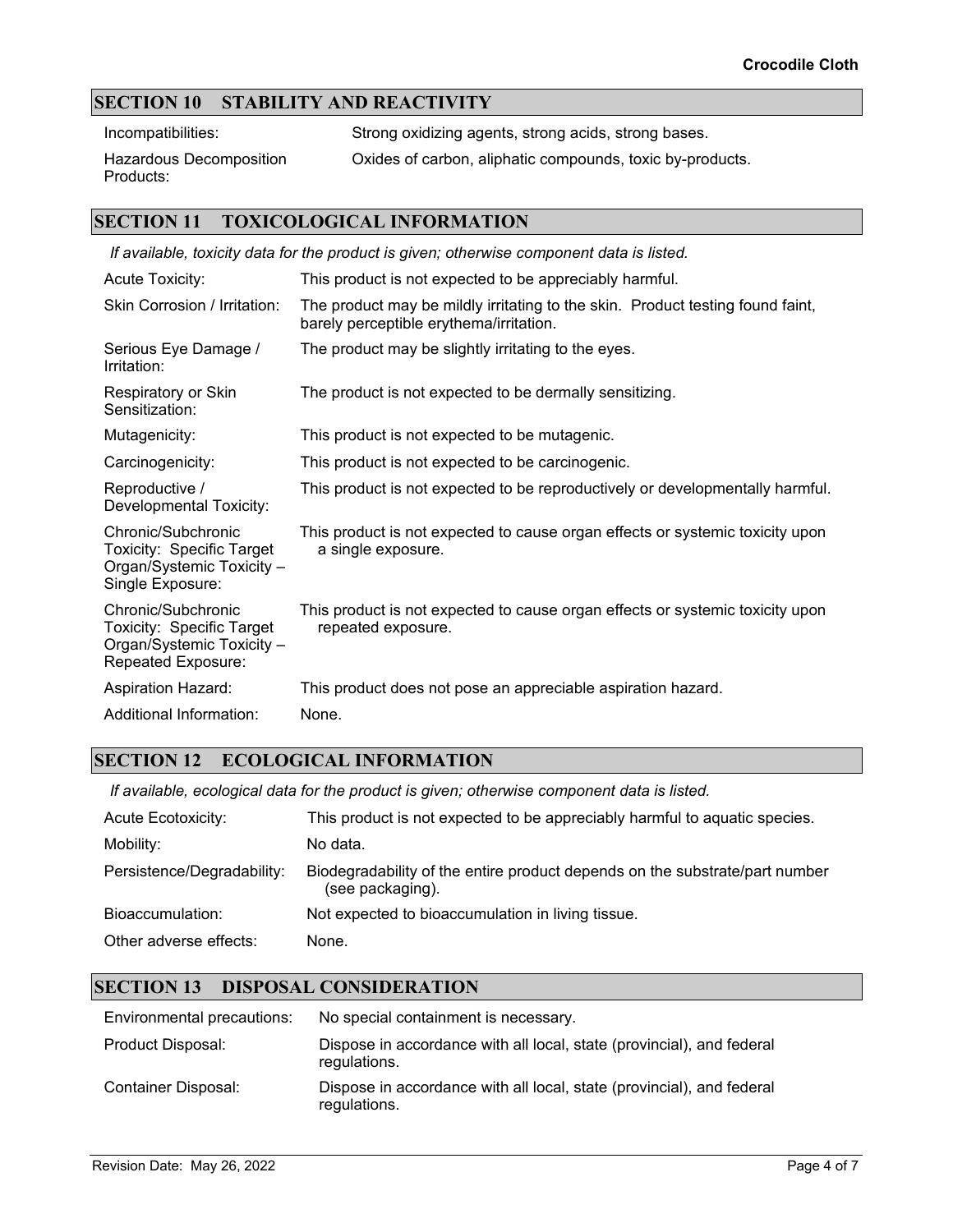## SECTION 10 STABILITY AND REACTIVITY

| | |
|---|---|
| Incompatibilities: | Strong oxidizing agents, strong acids, strong bases. |
| Hazardous Decomposition Products: | Oxides of carbon, aliphatic compounds, toxic by-products. |

## SECTION 11 TOXICOLOGICAL INFORMATION

*If available, toxicity data for the product is given; otherwise component data is listed.*

| | |
|---|---|
| Acute Toxicity: | This product is not expected to be appreciably harmful. |
| Skin Corrosion / Irritation: | The product may be mildly irritating to the skin. Product testing found faint, barely perceptible erythema/irritation. |
| Serious Eye Damage / Irritation: | The product may be slightly irritating to the eyes. |
| Respiratory or Skin Sensitization: | The product is not expected to be dermally sensitizing. |
| Mutagenicity: | This product is not expected to be mutagenic. |
| Carcinogenicity: | This product is not expected to be carcinogenic. |
| Reproductive / Developmental Toxicity: | This product is not expected to be reproductively or developmentally harmful. |
| Chronic/Subchronic Toxicity: Specific Target Organ/Systemic Toxicity – Single Exposure: | This product is not expected to cause organ effects or systemic toxicity upon a single exposure. |
| Chronic/Subchronic Toxicity: Specific Target Organ/Systemic Toxicity – Repeated Exposure: | This product is not expected to cause organ effects or systemic toxicity upon repeated exposure. |
| Aspiration Hazard: | This product does not pose an appreciable aspiration hazard. |
| Additional Information: | None. |

## SECTION 12 ECOLOGICAL INFORMATION

*If available, ecological data for the product is given; otherwise component data is listed.*

| | |
|---|---|
| Acute Ecotoxicity: | This product is not expected to be appreciably harmful to aquatic species. |
| Mobility: | No data. |
| Persistence/Degradability: | Biodegradability of the entire product depends on the substrate/part number (see packaging). |
| Bioaccumulation: | Not expected to bioaccumulation in living tissue. |
| Other adverse effects: | None. |

## SECTION 13 DISPOSAL CONSIDERATION

| | |
|---|---|
| Environmental precautions: | No special containment is necessary. |
| Product Disposal: | Dispose in accordance with all local, state (provincial), and federal regulations. |
| Container Disposal: | Dispose in accordance with all local, state (provincial), and federal regulations. |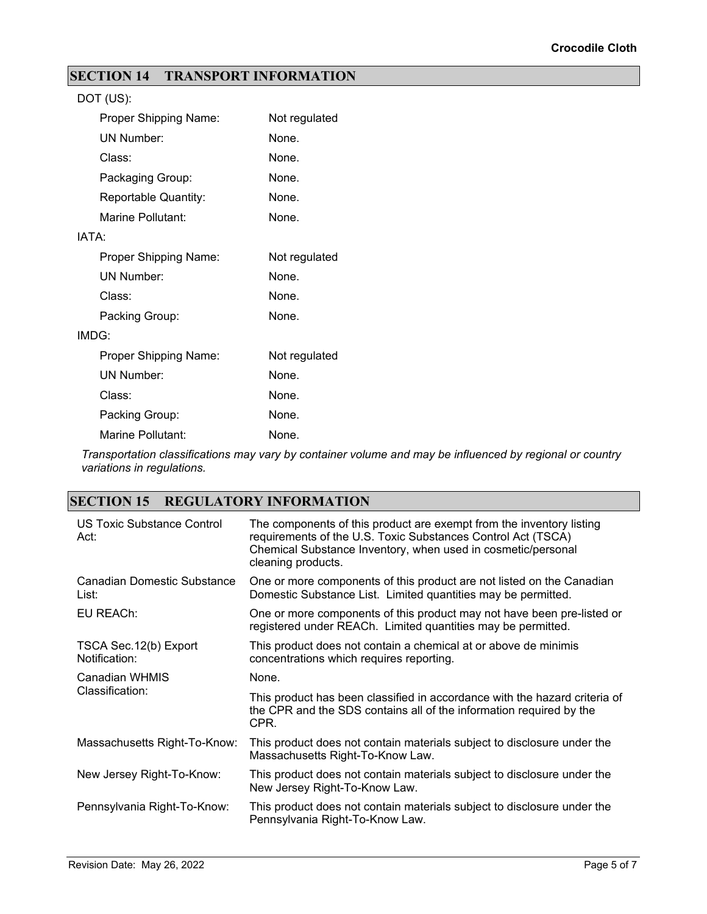## SECTION 14 TRANSPORT INFORMATION

DOT (US):

| | |
|---|---|
| Proper Shipping Name: | Not regulated |
| UN Number: | None. |
| Class: | None. |
| Packaging Group: | None. |
| Reportable Quantity: | None. |
| Marine Pollutant: | None. |

IATA:

| | |
|---|---|
| Proper Shipping Name: | Not regulated |
| UN Number: | None. |
| Class: | None. |
| Packing Group: | None. |

IMDG:

| | |
|---|---|
| Proper Shipping Name: | Not regulated |
| UN Number: | None. |
| Class: | None. |
| Packing Group: | None. |
| Marine Pollutant: | None. |

*Transportation classifications may vary by container volume and may be influenced by regional or country variations in regulations.*

## SECTION 15 REGULATORY INFORMATION

| | |
|---|---|
| US Toxic Substance Control Act: | The components of this product are exempt from the inventory listing requirements of the U.S. Toxic Substances Control Act (TSCA) Chemical Substance Inventory, when used in cosmetic/personal cleaning products. |
| Canadian Domestic Substance List: | One or more components of this product are not listed on the Canadian Domestic Substance List. Limited quantities may be permitted. |
| EU REACh: | One or more components of this product may not have been pre-listed or registered under REACh. Limited quantities may be permitted. |
| TSCA Sec.12(b) Export Notification: | This product does not contain a chemical at or above de minimis concentrations which requires reporting. |
| Canadian WHMIS Classification: | None.<br><br>This product has been classified in accordance with the hazard criteria of the CPR and the SDS contains all of the information required by the CPR. |
| Massachusetts Right-To-Know: | This product does not contain materials subject to disclosure under the Massachusetts Right-To-Know Law. |
| New Jersey Right-To-Know: | This product does not contain materials subject to disclosure under the New Jersey Right-To-Know Law. |
| Pennsylvania Right-To-Know: | This product does not contain materials subject to disclosure under the Pennsylvania Right-To-Know Law. |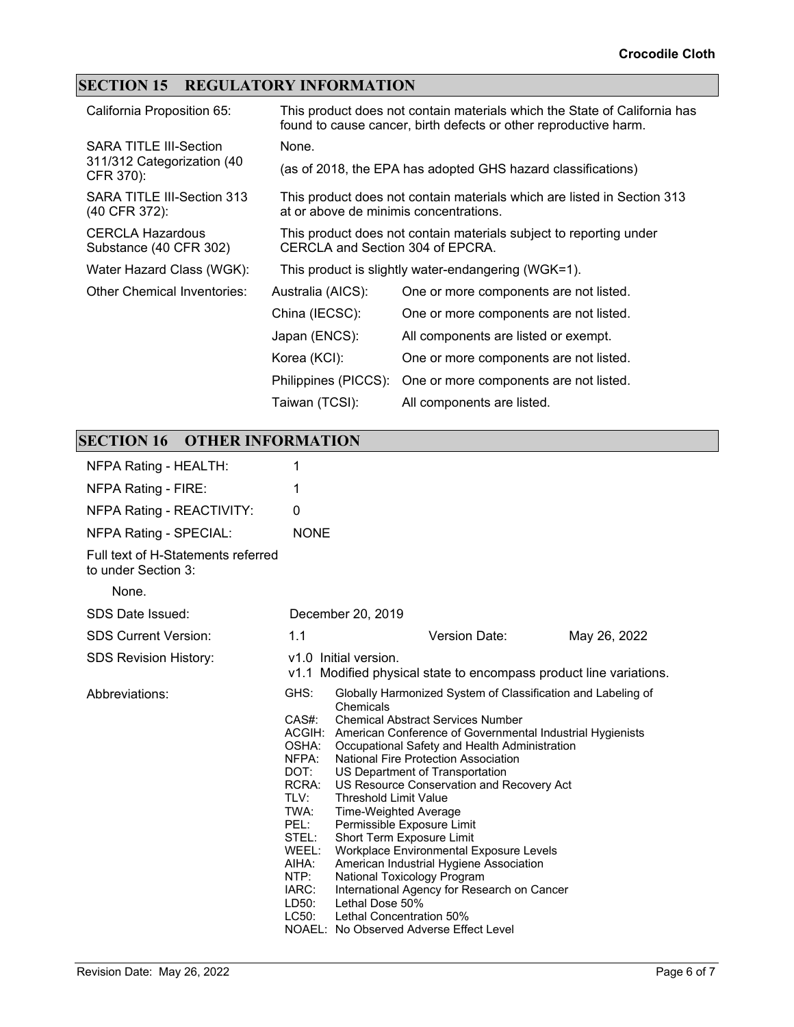## SECTION 15 REGULATORY INFORMATION

| | |
|---|---|
| California Proposition 65: | This product does not contain materials which the State of California has found to cause cancer, birth defects or other reproductive harm. |
| SARA TITLE III-Section 311/312 Categorization (40 CFR 370): | None. (as of 2018, the EPA has adopted GHS hazard classifications) |
| SARA TITLE III-Section 313 (40 CFR 372): | This product does not contain materials which are listed in Section 313 at or above de minimis concentrations. |
| CERCLA Hazardous Substance (40 CFR 302) | This product does not contain materials subject to reporting under CERCLA and Section 304 of EPCRA. |
| Water Hazard Class (WGK): | This product is slightly water-endangering (WGK=1). |

Other Chemical Inventories:

| Inventory | Status |
|---|---|
| Australia (AICS): | One or more components are not listed. |
| China (IECSC): | One or more components are not listed. |
| Japan (ENCS): | All components are listed or exempt. |
| Korea (KCI): | One or more components are not listed. |
| Philippines (PICCS): | One or more components are not listed. |
| Taiwan (TCSI): | All components are listed. |

## SECTION 16 OTHER INFORMATION

| | |
|---|---|
| NFPA Rating - HEALTH: | 1 |
| NFPA Rating - FIRE: | 1 |
| NFPA Rating - REACTIVITY: | 0 |
| NFPA Rating - SPECIAL: | NONE |

Full text of H-Statements referred to under Section 3:

None.

| | | | |
|---|---|---|---|
| SDS Date Issued: | December 20, 2019 | | |
| SDS Current Version: | 1.1 | Version Date: | May 26, 2022 |
| SDS Revision History: | v1.0 Initial version.<br>v1.1 Modified physical state to encompass product line variations. | | |

Abbreviations:

- GHS: Globally Harmonized System of Classification and Labeling of Chemicals
- CAS#: Chemical Abstract Services Number
- ACGIH: American Conference of Governmental Industrial Hygienists
- OSHA: Occupational Safety and Health Administration
- NFPA: National Fire Protection Association
- DOT: US Department of Transportation
- RCRA: US Resource Conservation and Recovery Act
- TLV: Threshold Limit Value
- TWA: Time-Weighted Average
- PEL: Permissible Exposure Limit
- STEL: Short Term Exposure Limit
- WEEL: Workplace Environmental Exposure Levels
- AIHA: American Industrial Hygiene Association
- NTP: National Toxicology Program
- IARC: International Agency for Research on Cancer
- LD50: Lethal Dose 50%
- LC50: Lethal Concentration 50%
- NOAEL: No Observed Adverse Effect Level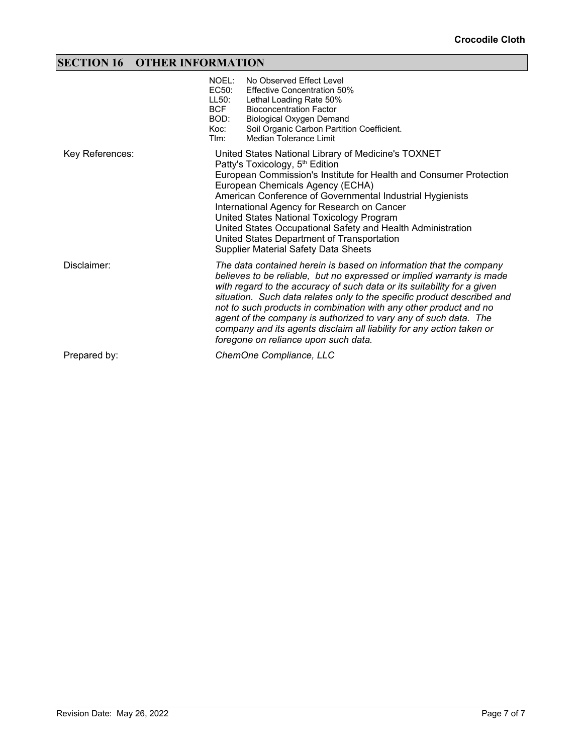## SECTION 16 OTHER INFORMATION

NOEL: No Observed Effect Level
EC50: Effective Concentration 50%
LL50: Lethal Loading Rate 50%
BCF Bioconcentration Factor
BOD: Biological Oxygen Demand
Koc: Soil Organic Carbon Partition Coefficient.
Tlm: Median Tolerance Limit

Key References:

United States National Library of Medicine's TOXNET
Patty's Toxicology, 5th Edition
European Commission's Institute for Health and Consumer Protection
European Chemicals Agency (ECHA)
American Conference of Governmental Industrial Hygienists
International Agency for Research on Cancer
United States National Toxicology Program
United States Occupational Safety and Health Administration
United States Department of Transportation
Supplier Material Safety Data Sheets

Disclaimer:

*The data contained herein is based on information that the company believes to be reliable, but no expressed or implied warranty is made with regard to the accuracy of such data or its suitability for a given situation. Such data relates only to the specific product described and not to such products in combination with any other product and no agent of the company is authorized to vary any of such data. The company and its agents disclaim all liability for any action taken or foregone on reliance upon such data.*

Prepared by: *ChemOne Compliance, LLC*

Revision Date: May 26, 2022